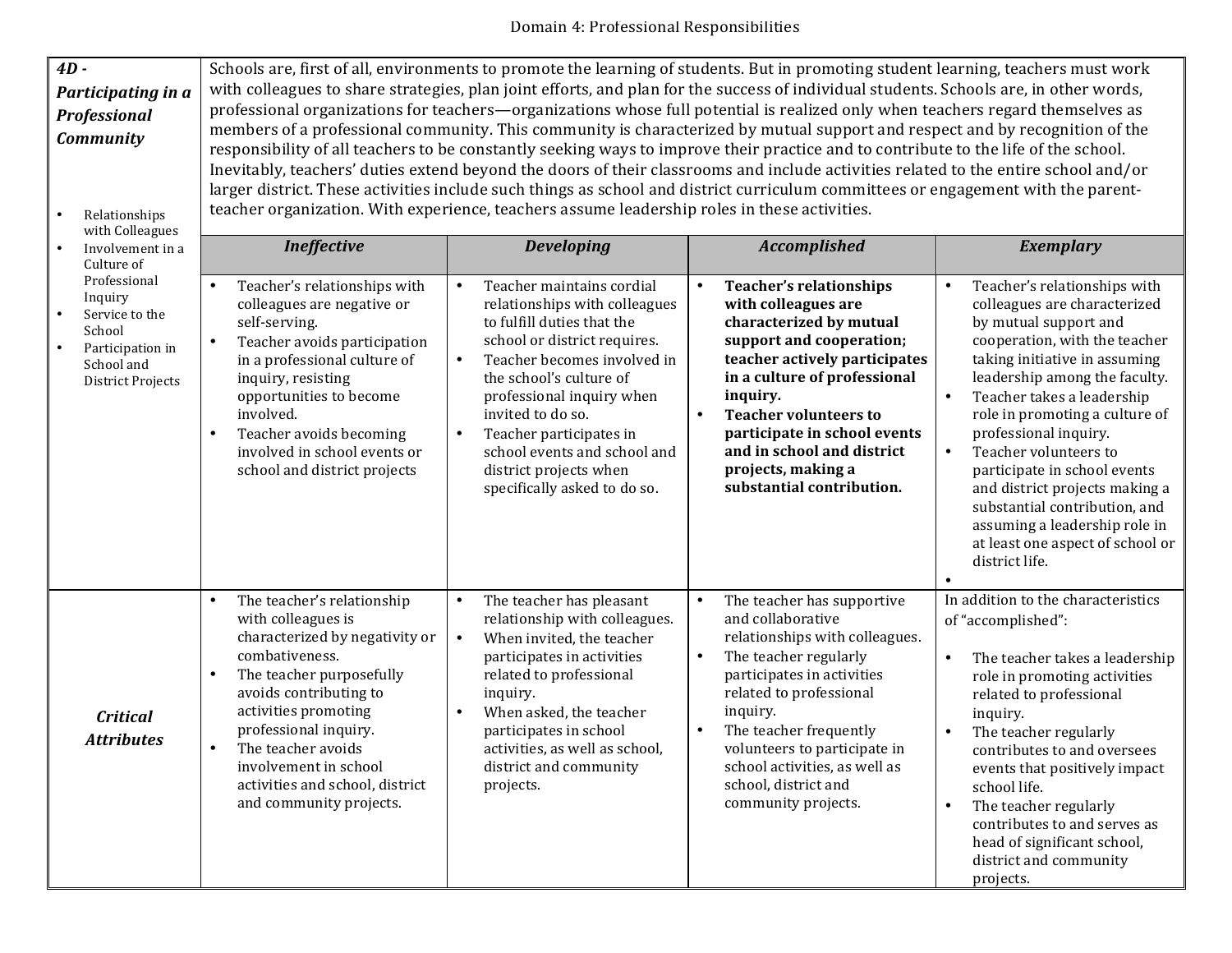# Domain 4: Professional Responsibilities

| ***4D - Participating in a Professional Community*** <br><br>• Relationships with Colleagues<br>• Involvement in a Culture of Professional Inquiry<br>• Service to the School<br>• Participation in School and District Projects | Schools are, first of all, environments to promote the learning of students. But in promoting student learning, teachers must work with colleagues to share strategies, plan joint efforts, and plan for the success of individual students. Schools are, in other words, professional organizations for teachers—organizations whose full potential is realized only when teachers regard themselves as members of a professional community. This community is characterized by mutual support and respect and by recognition of the responsibility of all teachers to be constantly seeking ways to improve their practice and to contribute to the life of the school. Inevitably, teachers' duties extend beyond the doors of their classrooms and include activities related to the entire school and/or larger district. These activities include such things as school and district curriculum committees or engagement with the parent-teacher organization. With experience, teachers assume leadership roles in these activities. | | | |
|---|---|---|---|---|
| | ***Ineffective*** | ***Developing*** | ***Accomplished*** | ***Exemplary*** |
| | • Teacher's relationships with colleagues are negative or self-serving.<br>• Teacher avoids participation in a professional culture of inquiry, resisting opportunities to become involved.<br>• Teacher avoids becoming involved in school events or school and district projects | • Teacher maintains cordial relationships with colleagues to fulfill duties that the school or district requires.<br>• Teacher becomes involved in the school's culture of professional inquiry when invited to do so.<br>• Teacher participates in school events and school and district projects when specifically asked to do so. | • **Teacher's relationships with colleagues are characterized by mutual support and cooperation; teacher actively participates in a culture of professional inquiry.**<br>• **Teacher volunteers to participate in school events and in school and district projects, making a substantial contribution.** | • Teacher's relationships with colleagues are characterized by mutual support and cooperation, with the teacher taking initiative in assuming leadership among the faculty.<br>• Teacher takes a leadership role in promoting a culture of professional inquiry.<br>• Teacher volunteers to participate in school events and district projects making a substantial contribution, and assuming a leadership role in at least one aspect of school or district life.<br>• |
| ***Critical Attributes*** | • The teacher's relationship with colleagues is characterized by negativity or combativeness.<br>• The teacher purposefully avoids contributing to activities promoting professional inquiry.<br>• The teacher avoids involvement in school activities and school, district and community projects. | • The teacher has pleasant relationship with colleagues.<br>• When invited, the teacher participates in activities related to professional inquiry.<br>• When asked, the teacher participates in school activities, as well as school, district and community projects. | • The teacher has supportive and collaborative relationships with colleagues.<br>• The teacher regularly participates in activities related to professional inquiry.<br>• The teacher frequently volunteers to participate in school activities, as well as school, district and community projects. | In addition to the characteristics of "accomplished":<br><br>• The teacher takes a leadership role in promoting activities related to professional inquiry.<br>• The teacher regularly contributes to and oversees events that positively impact school life.<br>• The teacher regularly contributes to and serves as head of significant school, district and community projects. |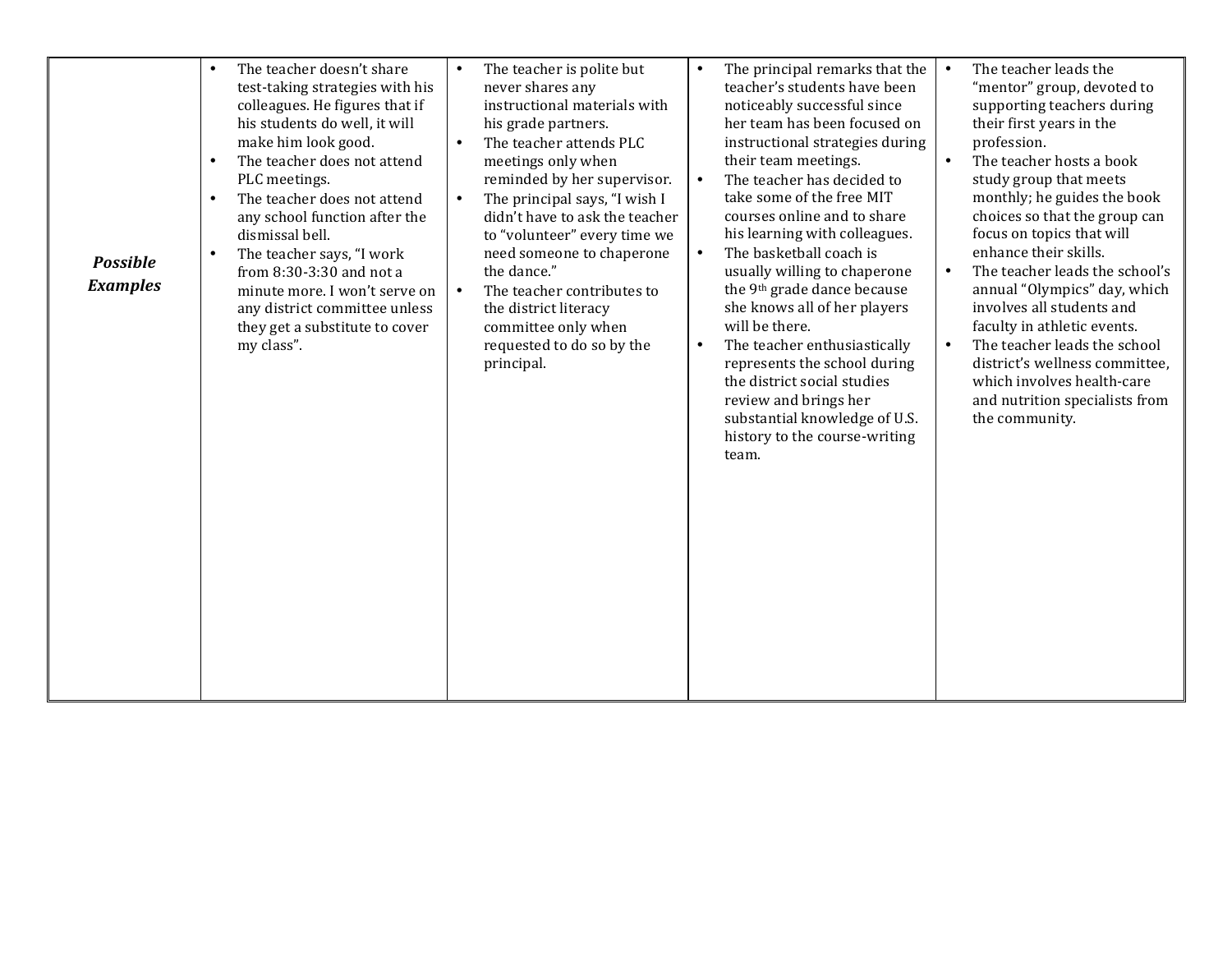| | | | | |
|---|---|---|---|---|
| ***Possible Examples*** | • The teacher doesn't share test-taking strategies with his colleagues. He figures that if his students do well, it will make him look good.<br>• The teacher does not attend PLC meetings.<br>• The teacher does not attend any school function after the dismissal bell.<br>• The teacher says, "I work from 8:30-3:30 and not a minute more. I won't serve on any district committee unless they get a substitute to cover my class". | • The teacher is polite but never shares any instructional materials with his grade partners.<br>• The teacher attends PLC meetings only when reminded by her supervisor.<br>• The principal says, "I wish I didn't have to ask the teacher to "volunteer" every time we need someone to chaperone the dance."<br>• The teacher contributes to the district literacy committee only when requested to do so by the principal. | • The principal remarks that the teacher's students have been noticeably successful since her team has been focused on instructional strategies during their team meetings.<br>• The teacher has decided to take some of the free MIT courses online and to share his learning with colleagues.<br>• The basketball coach is usually willing to chaperone the 9th grade dance because she knows all of her players will be there.<br>• The teacher enthusiastically represents the school during the district social studies review and brings her substantial knowledge of U.S. history to the course-writing team. | • The teacher leads the "mentor" group, devoted to supporting teachers during their first years in the profession.<br>• The teacher hosts a book study group that meets monthly; he guides the book choices so that the group can focus on topics that will enhance their skills.<br>• The teacher leads the school's annual "Olympics" day, which involves all students and faculty in athletic events.<br>• The teacher leads the school district's wellness committee, which involves health-care and nutrition specialists from the community. |